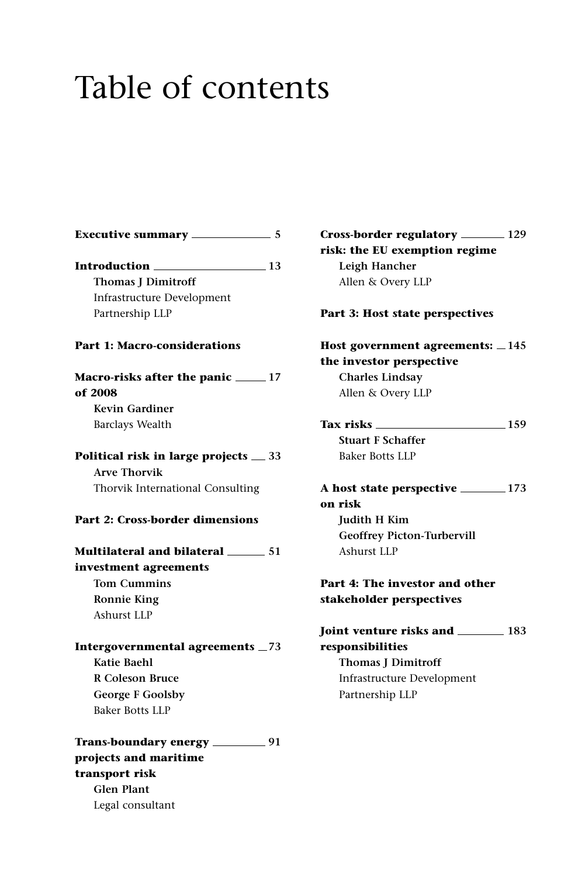# Table of contents

**Executive summary** 5

**Introduction** 13
**Thomas J Dimitroff**
Infrastructure Development Partnership LLP

**Part 1: Macro-considerations**

**Macro-risks after the panic of 2008** 17
**Kevin Gardiner**
Barclays Wealth

**Political risk in large projects** 33
**Arve Thorvik**
Thorvik International Consulting

**Part 2: Cross-border dimensions**

**Multilateral and bilateral investment agreements** 51
**Tom Cummins**
**Ronnie King**
Ashurst LLP

**Intergovernmental agreements** 73
**Katie Baehl**
**R Coleson Bruce**
**George F Goolsby**
Baker Botts LLP

**Trans-boundary energy projects and maritime transport risk** 91
**Glen Plant**
Legal consultant

**Cross-border regulatory risk: the EU exemption regime** 129
**Leigh Hancher**
Allen & Overy LLP

**Part 3: Host state perspectives**

**Host government agreements: the investor perspective** 145
**Charles Lindsay**
Allen & Overy LLP

**Tax risks** 159
**Stuart F Schaffer**
Baker Botts LLP

**A host state perspective on risk** 173
**Judith H Kim**
**Geoffrey Picton-Turbervill**
Ashurst LLP

**Part 4: The investor and other stakeholder perspectives**

**Joint venture risks and responsibilities** 183
**Thomas J Dimitroff**
Infrastructure Development Partnership LLP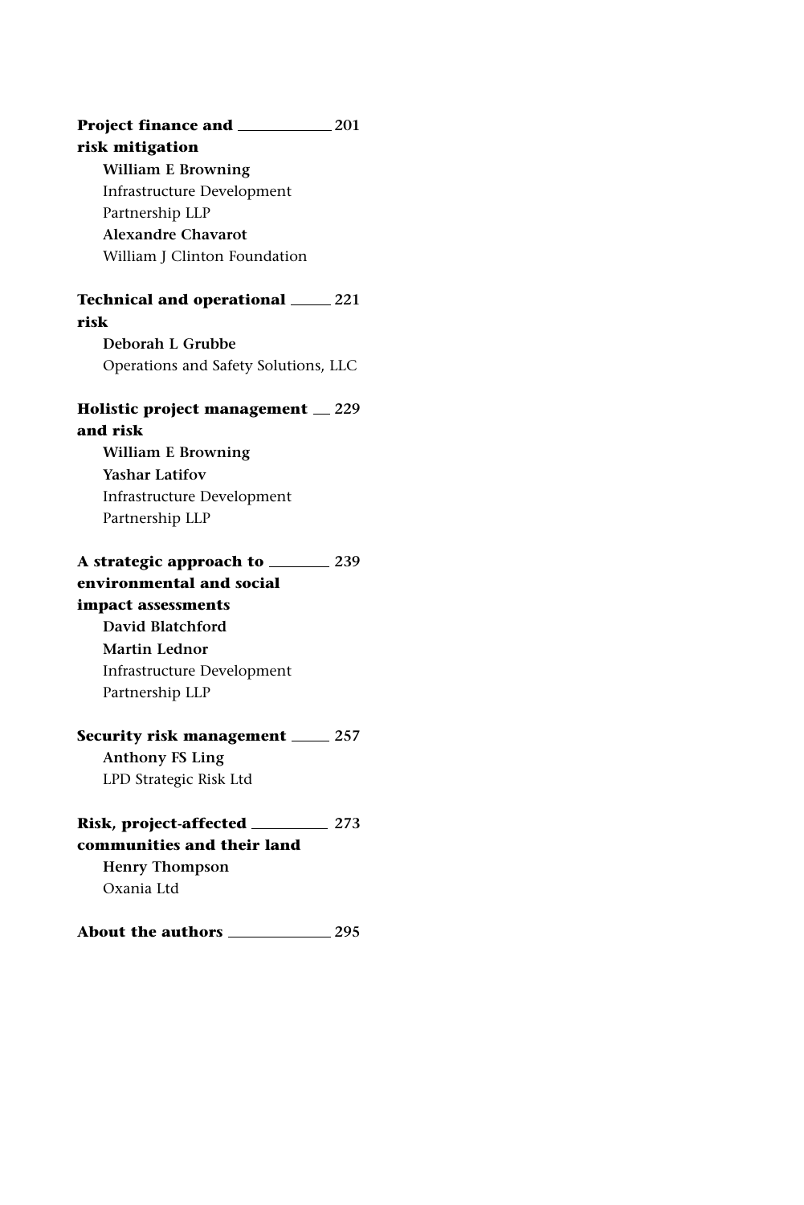**Project finance and risk mitigation** 201
**William E Browning**
Infrastructure Development Partnership LLP
**Alexandre Chavarot**
William J Clinton Foundation

**Technical and operational risk** 221
**Deborah L Grubbe**
Operations and Safety Solutions, LLC

**Holistic project management and risk** 229
**William E Browning**
**Yashar Latifov**
Infrastructure Development Partnership LLP

**A strategic approach to environmental and social impact assessments** 239
**David Blatchford**
**Martin Lednor**
Infrastructure Development Partnership LLP

**Security risk management** 257
**Anthony FS Ling**
LPD Strategic Risk Ltd

**Risk, project-affected communities and their land** 273
**Henry Thompson**
Oxania Ltd

**About the authors** 295